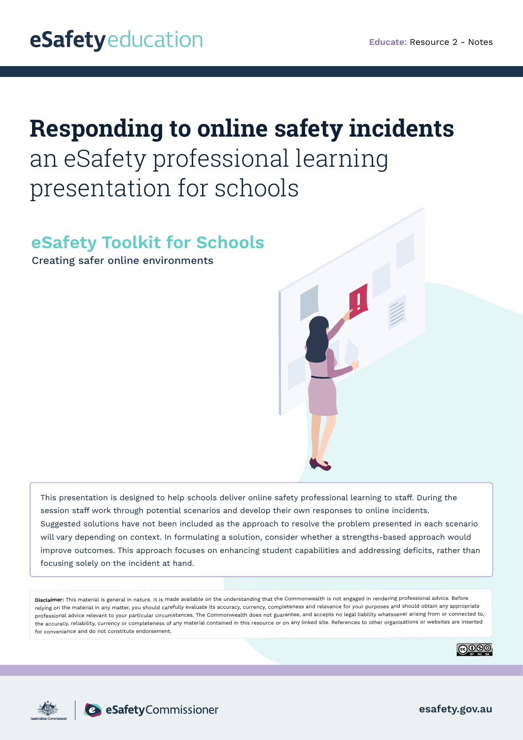eSafetyeducation

**Educate:** Resource 2 - Notes

# Responding to online safety incidents

an eSafety professional learning presentation for schools

## eSafety Toolkit for Schools

Creating safer online environments

This presentation is designed to help schools deliver online safety professional learning to staff. During the session staff work through potential scenarios and develop their own responses to online incidents. Suggested solutions have not been included as the approach to resolve the problem presented in each scenario will vary depending on context. In formulating a solution, consider whether a strengths-based approach would improve outcomes. This approach focuses on enhancing student capabilities and addressing deficits, rather than focusing solely on the incident at hand.

**Disclaimer:** This material is general in nature. It is made available on the understanding that the Commonwealth is not engaged in rendering professional advice. Before relying on the material in any matter, you should carefully evaluate its accuracy, currency, completeness and relevance for your purposes and should obtain any appropriate professional advice relevant to your particular circumstances. The Commonwealth does not guarantee, and accepts no legal liability whatsoever arising from or connected to, the accuracy, reliability, currency or completeness of any material contained in this resource or on any linked site. References to other organisations or websites are inserted for convenience and do not constitute endorsement.

Australian Government | eSafetyCommissioner

esafety.gov.au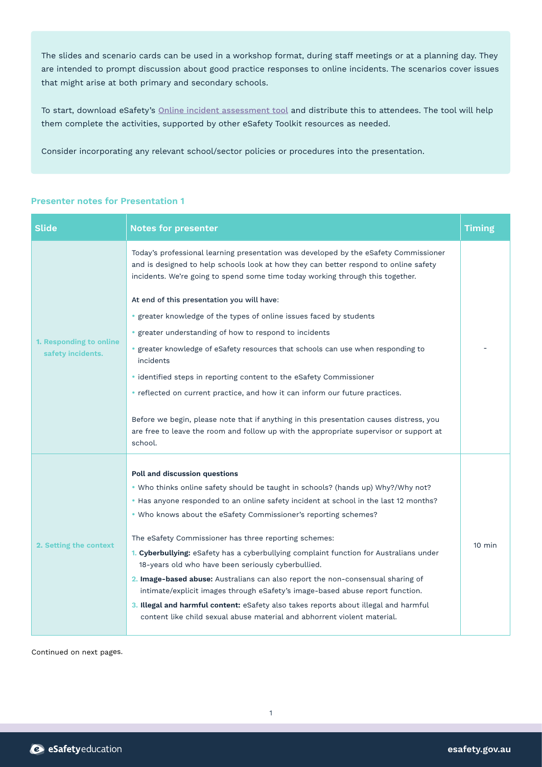The slides and scenario cards can be used in a workshop format, during staff meetings or at a planning day. They are intended to prompt discussion about good practice responses to online incidents. The scenarios cover issues that might arise at both primary and secondary schools.

To start, download eSafety's [Online incident assessment tool] and distribute this to attendees. The tool will help them complete the activities, supported by other eSafety Toolkit resources as needed.

Consider incorporating any relevant school/sector policies or procedures into the presentation.

### Presenter notes for Presentation 1

| Slide | Notes for presenter | Timing |
|---|---|---|
| **1. Responding to online safety incidents.** | Today's professional learning presentation was developed by the eSafety Commissioner and is designed to help schools look at how they can better respond to online safety incidents. We're going to spend some time today working through this together.<br><br>At end of this presentation you will have:<br>• greater knowledge of the types of online issues faced by students<br>• greater understanding of how to respond to incidents<br>• greater knowledge of eSafety resources that schools can use when responding to incidents<br>• identified steps in reporting content to the eSafety Commissioner<br>• reflected on current practice, and how it can inform our future practices.<br><br>Before we begin, please note that if anything in this presentation causes distress, you are free to leave the room and follow up with the appropriate supervisor or support at school. | - |
| **2. Setting the context** | **Poll and discussion questions**<br>• Who thinks online safety should be taught in schools? (hands up) Why?/Why not?<br>• Has anyone responded to an online safety incident at school in the last 12 months?<br>• Who knows about the eSafety Commissioner's reporting schemes?<br><br>The eSafety Commissioner has three reporting schemes:<br>1. **Cyberbullying:** eSafety has a cyberbullying complaint function for Australians under 18-years old who have been seriously cyberbullied.<br>2. **Image-based abuse:** Australians can also report the non-consensual sharing of intimate/explicit images through eSafety's image-based abuse report function.<br>3. **Illegal and harmful content:** eSafety also takes reports about illegal and harmful content like child sexual abuse material and abhorrent violent material. | 10 min |

Continued on next pages.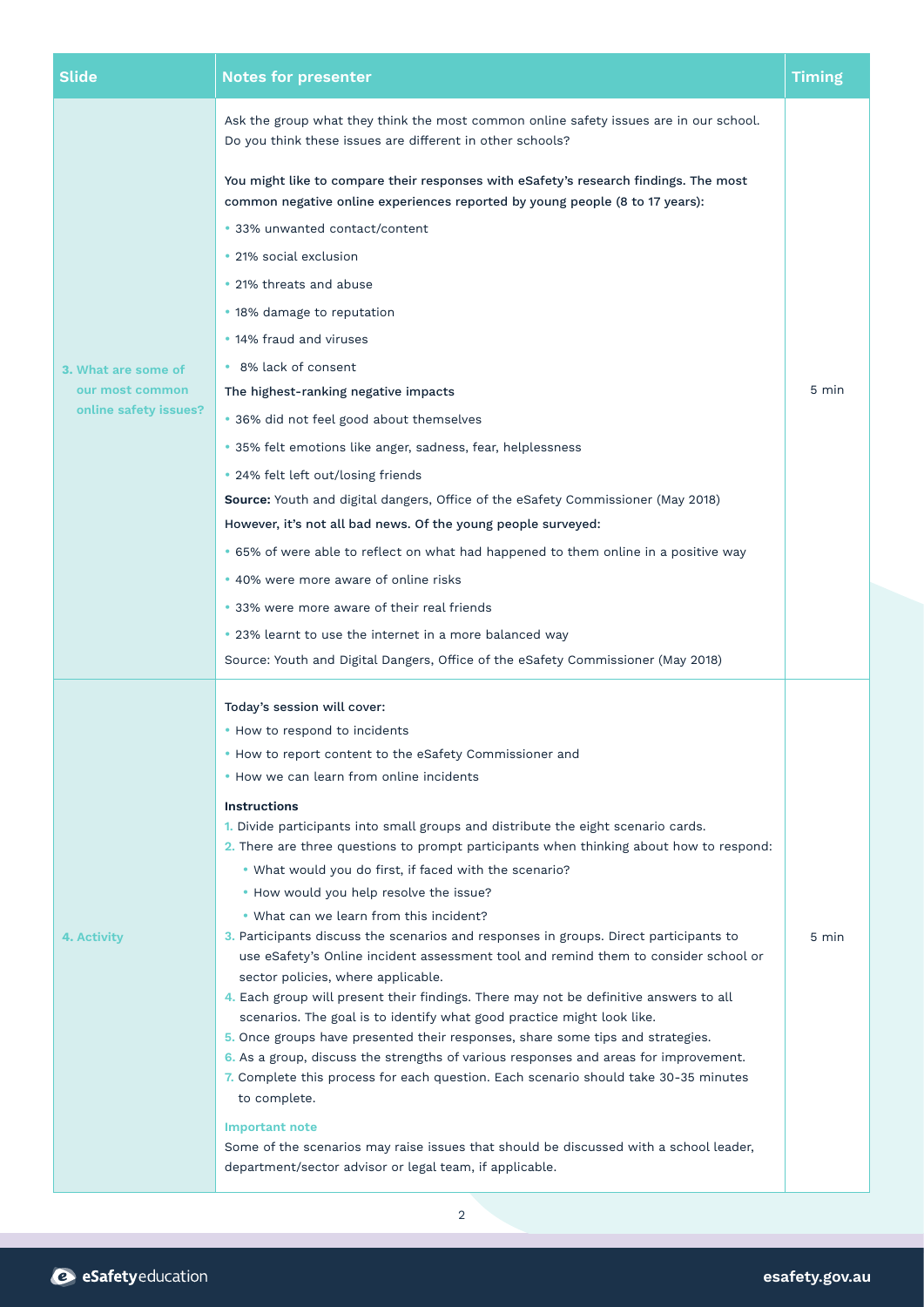| Slide | Notes for presenter | Timing |
| --- | --- | --- |
| **3. What are some of our most common online safety issues?** | Ask the group what they think the most common online safety issues are in our school. Do you think these issues are different in other schools?<br><br>You might like to compare their responses with eSafety's research findings. The most common negative online experiences reported by young people (8 to 17 years):<br>• 33% unwanted contact/content<br>• 21% social exclusion<br>• 21% threats and abuse<br>• 18% damage to reputation<br>• 14% fraud and viruses<br>• 8% lack of consent<br>The highest-ranking negative impacts<br>• 36% did not feel good about themselves<br>• 35% felt emotions like anger, sadness, fear, helplessness<br>• 24% felt left out/losing friends<br>**Source:** Youth and digital dangers, Office of the eSafety Commissioner (May 2018)<br>However, it's not all bad news. Of the young people surveyed:<br>• 65% of were able to reflect on what had happened to them online in a positive way<br>• 40% were more aware of online risks<br>• 33% were more aware of their real friends<br>• 23% learnt to use the internet in a more balanced way<br>Source: Youth and Digital Dangers, Office of the eSafety Commissioner (May 2018) | 5 min |
| **4. Activity** | Today's session will cover:<br>• How to respond to incidents<br>• How to report content to the eSafety Commissioner and<br>• How we can learn from online incidents<br><br>**Instructions**<br>1. Divide participants into small groups and distribute the eight scenario cards.<br>2. There are three questions to prompt participants when thinking about how to respond:<br>  • What would you do first, if faced with the scenario?<br>  • How would you help resolve the issue?<br>  • What can we learn from this incident?<br>3. Participants discuss the scenarios and responses in groups. Direct participants to use eSafety's Online incident assessment tool and remind them to consider school or sector policies, where applicable.<br>4. Each group will present their findings. There may not be definitive answers to all scenarios. The goal is to identify what good practice might look like.<br>5. Once groups have presented their responses, share some tips and strategies.<br>6. As a group, discuss the strengths of various responses and areas for improvement.<br>7. Complete this process for each question. Each scenario should take 30-35 minutes to complete.<br><br>**Important note**<br>Some of the scenarios may raise issues that should be discussed with a school leader, department/sector advisor or legal team, if applicable. | 5 min |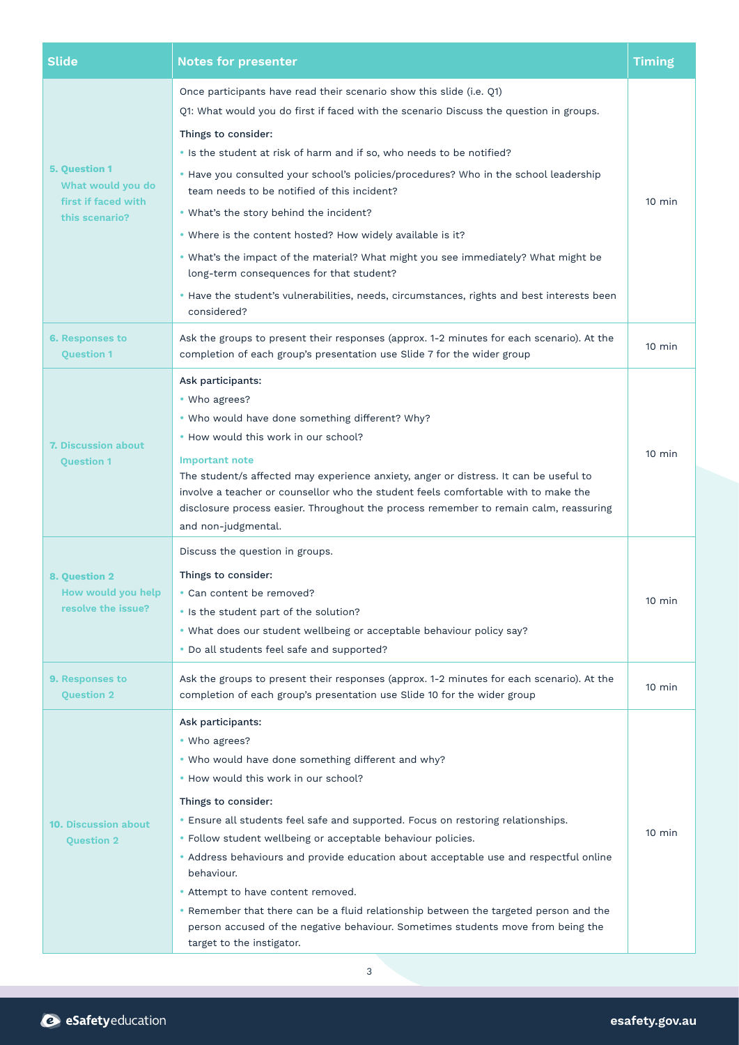| Slide | Notes for presenter | Timing |
|---|---|---|
| **5. Question 1 What would you do first if faced with this scenario?** | Once participants have read their scenario show this slide (i.e. Q1)<br>Q1: What would you do first if faced with the scenario Discuss the question in groups.<br>Things to consider:<br>• Is the student at risk of harm and if so, who needs to be notified?<br>• Have you consulted your school's policies/procedures? Who in the school leadership team needs to be notified of this incident?<br>• What's the story behind the incident?<br>• Where is the content hosted? How widely available is it?<br>• What's the impact of the material? What might you see immediately? What might be long-term consequences for that student?<br>• Have the student's vulnerabilities, needs, circumstances, rights and best interests been considered? | 10 min |
| **6. Responses to Question 1** | Ask the groups to present their responses (approx. 1-2 minutes for each scenario). At the completion of each group's presentation use Slide 7 for the wider group | 10 min |
| **7. Discussion about Question 1** | Ask participants:<br>• Who agrees?<br>• Who would have done something different? Why?<br>• How would this work in our school?<br>**Important note**<br>The student/s affected may experience anxiety, anger or distress. It can be useful to involve a teacher or counsellor who the student feels comfortable with to make the disclosure process easier. Throughout the process remember to remain calm, reassuring and non-judgmental. | 10 min |
| **8. Question 2 How would you help resolve the issue?** | Discuss the question in groups.<br>Things to consider:<br>• Can content be removed?<br>• Is the student part of the solution?<br>• What does our student wellbeing or acceptable behaviour policy say?<br>• Do all students feel safe and supported? | 10 min |
| **9. Responses to Question 2** | Ask the groups to present their responses (approx. 1-2 minutes for each scenario). At the completion of each group's presentation use Slide 10 for the wider group | 10 min |
| **10. Discussion about Question 2** | Ask participants:<br>• Who agrees?<br>• Who would have done something different and why?<br>• How would this work in our school?<br>Things to consider:<br>• Ensure all students feel safe and supported. Focus on restoring relationships.<br>• Follow student wellbeing or acceptable behaviour policies.<br>• Address behaviours and provide education about acceptable use and respectful online behaviour.<br>• Attempt to have content removed.<br>• Remember that there can be a fluid relationship between the targeted person and the person accused of the negative behaviour. Sometimes students move from being the target to the instigator. | 10 min |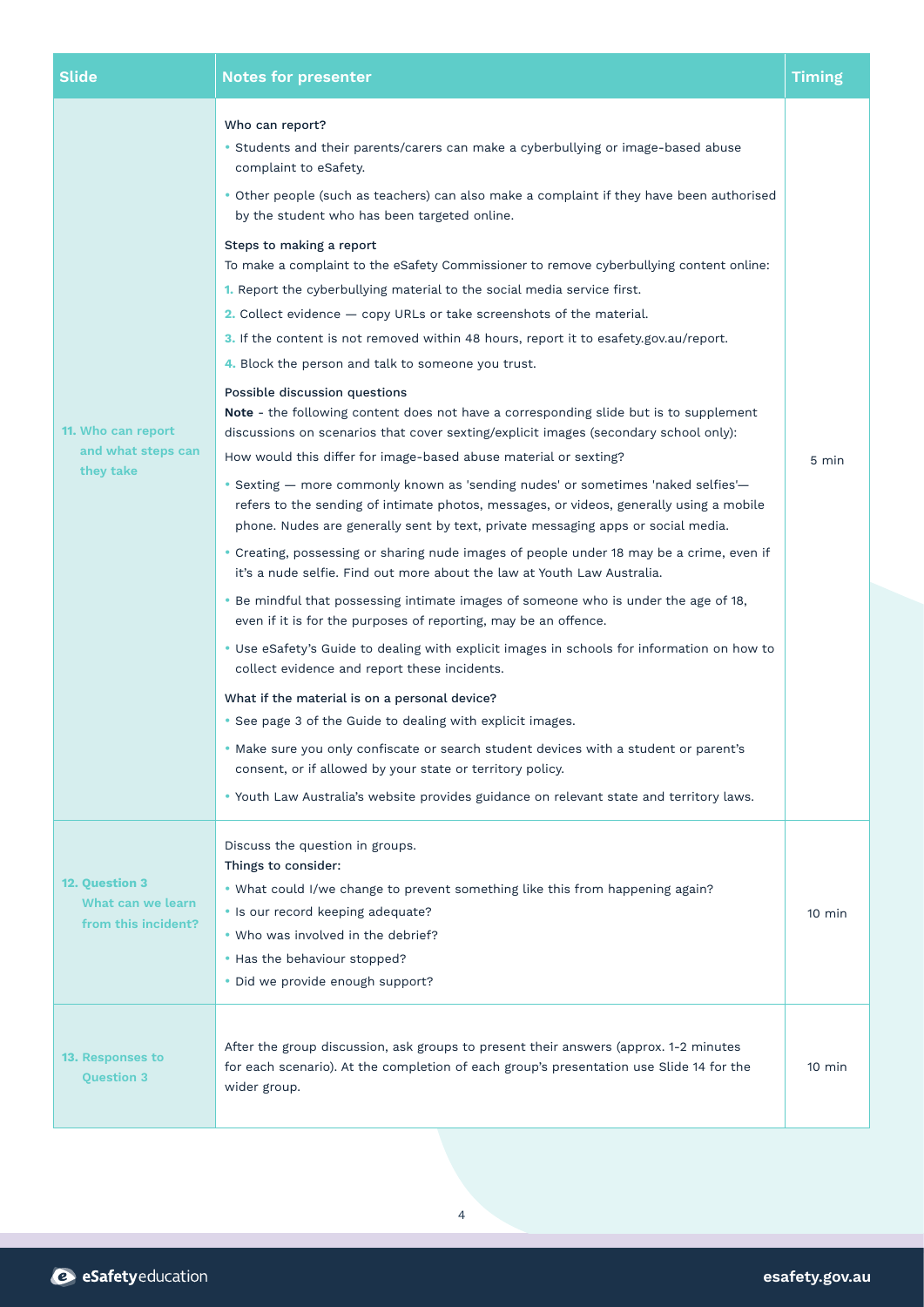| Slide | Notes for presenter | Timing |
| --- | --- | --- |
| **11. Who can report and what steps can they take** | **Who can report?**<br>• Students and their parents/carers can make a cyberbullying or image-based abuse complaint to eSafety.<br>• Other people (such as teachers) can also make a complaint if they have been authorised by the student who has been targeted online.<br>**Steps to making a report**<br>To make a complaint to the eSafety Commissioner to remove cyberbullying content online:<br>1. Report the cyberbullying material to the social media service first.<br>2. Collect evidence — copy URLs or take screenshots of the material.<br>3. If the content is not removed within 48 hours, report it to esafety.gov.au/report.<br>4. Block the person and talk to someone you trust.<br>**Possible discussion questions**<br>**Note** - the following content does not have a corresponding slide but is to supplement discussions on scenarios that cover sexting/explicit images (secondary school only):<br>How would this differ for image-based abuse material or sexting?<br>• Sexting — more commonly known as 'sending nudes' or sometimes 'naked selfies'— refers to the sending of intimate photos, messages, or videos, generally using a mobile phone. Nudes are generally sent by text, private messaging apps or social media.<br>• Creating, possessing or sharing nude images of people under 18 may be a crime, even if it's a nude selfie. Find out more about the law at Youth Law Australia.<br>• Be mindful that possessing intimate images of someone who is under the age of 18, even if it is for the purposes of reporting, may be an offence.<br>• Use eSafety's Guide to dealing with explicit images in schools for information on how to collect evidence and report these incidents.<br>**What if the material is on a personal device?**<br>• See page 3 of the Guide to dealing with explicit images.<br>• Make sure you only confiscate or search student devices with a student or parent's consent, or if allowed by your state or territory policy.<br>• Youth Law Australia's website provides guidance on relevant state and territory laws. | 5 min |
| **12. Question 3 What can we learn from this incident?** | Discuss the question in groups.<br>**Things to consider:**<br>• What could I/we change to prevent something like this from happening again?<br>• Is our record keeping adequate?<br>• Who was involved in the debrief?<br>• Has the behaviour stopped?<br>• Did we provide enough support? | 10 min |
| **13. Responses to Question 3** | After the group discussion, ask groups to present their answers (approx. 1-2 minutes for each scenario). At the completion of each group's presentation use Slide 14 for the wider group. | 10 min |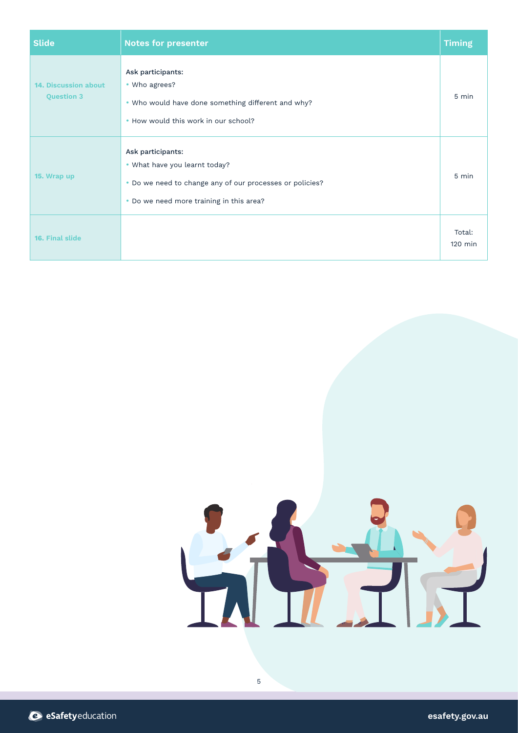| Slide | Notes for presenter | Timing |
| --- | --- | --- |
| **14. Discussion about Question 3** | Ask participants:<br>• Who agrees?<br>• Who would have done something different and why?<br>• How would this work in our school? | 5 min |
| **15. Wrap up** | Ask participants:<br>• What have you learnt today?<br>• Do we need to change any of our processes or policies?<br>• Do we need more training in this area? | 5 min |
| **16. Final slide** | | Total: 120 min |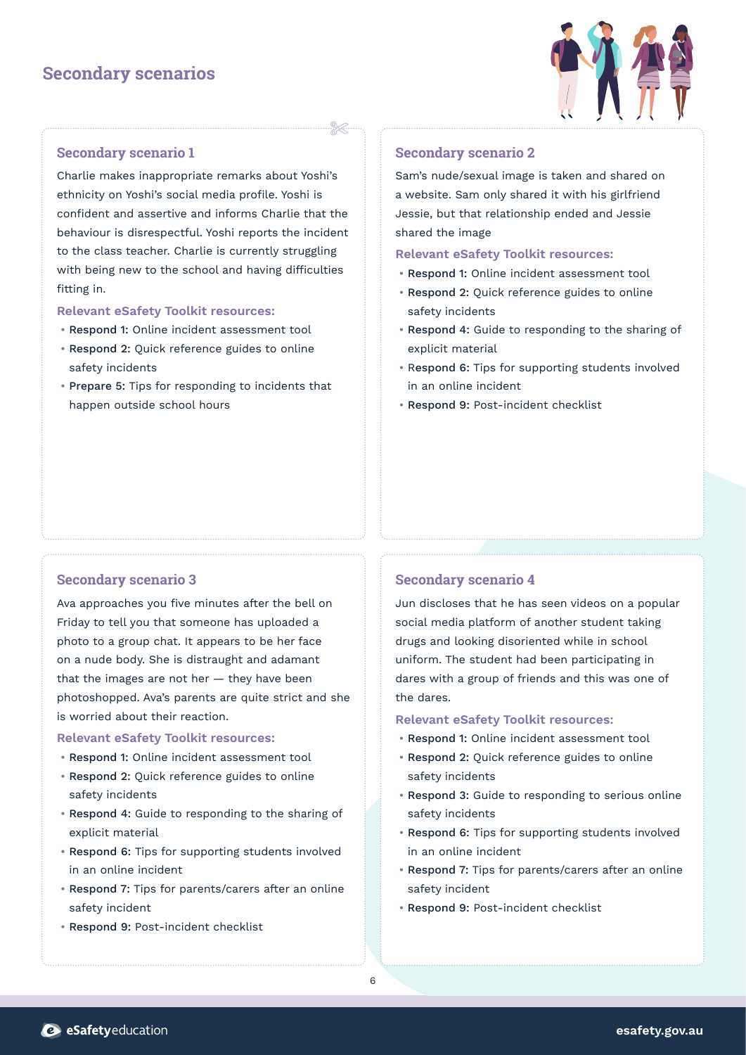# Secondary scenarios

## Secondary scenario 1

Charlie makes inappropriate remarks about Yoshi's ethnicity on Yoshi's social media profile. Yoshi is confident and assertive and informs Charlie that the behaviour is disrespectful. Yoshi reports the incident to the class teacher. Charlie is currently struggling with being new to the school and having difficulties fitting in.

**Relevant eSafety Toolkit resources:**

- **Respond 1:** Online incident assessment tool
- **Respond 2:** Quick reference guides to online safety incidents
- **Prepare 5:** Tips for responding to incidents that happen outside school hours

## Secondary scenario 2

Sam's nude/sexual image is taken and shared on a website. Sam only shared it with his girlfriend Jessie, but that relationship ended and Jessie shared the image

**Relevant eSafety Toolkit resources:**

- **Respond 1:** Online incident assessment tool
- **Respond 2:** Quick reference guides to online safety incidents
- **Respond 4:** Guide to responding to the sharing of explicit material
- **Respond 6:** Tips for supporting students involved in an online incident
- **Respond 9:** Post-incident checklist

## Secondary scenario 3

Ava approaches you five minutes after the bell on Friday to tell you that someone has uploaded a photo to a group chat. It appears to be her face on a nude body. She is distraught and adamant that the images are not her — they have been photoshopped. Ava's parents are quite strict and she is worried about their reaction.

**Relevant eSafety Toolkit resources:**

- **Respond 1:** Online incident assessment tool
- **Respond 2:** Quick reference guides to online safety incidents
- **Respond 4:** Guide to responding to the sharing of explicit material
- **Respond 6:** Tips for supporting students involved in an online incident
- **Respond 7:** Tips for parents/carers after an online safety incident
- **Respond 9:** Post-incident checklist

## Secondary scenario 4

Jun discloses that he has seen videos on a popular social media platform of another student taking drugs and looking disoriented while in school uniform. The student had been participating in dares with a group of friends and this was one of the dares.

**Relevant eSafety Toolkit resources:**

- **Respond 1:** Online incident assessment tool
- **Respond 2:** Quick reference guides to online safety incidents
- **Respond 3:** Guide to responding to serious online safety incidents
- **Respond 6:** Tips for supporting students involved in an online incident
- **Respond 7:** Tips for parents/carers after an online safety incident
- **Respond 9:** Post-incident checklist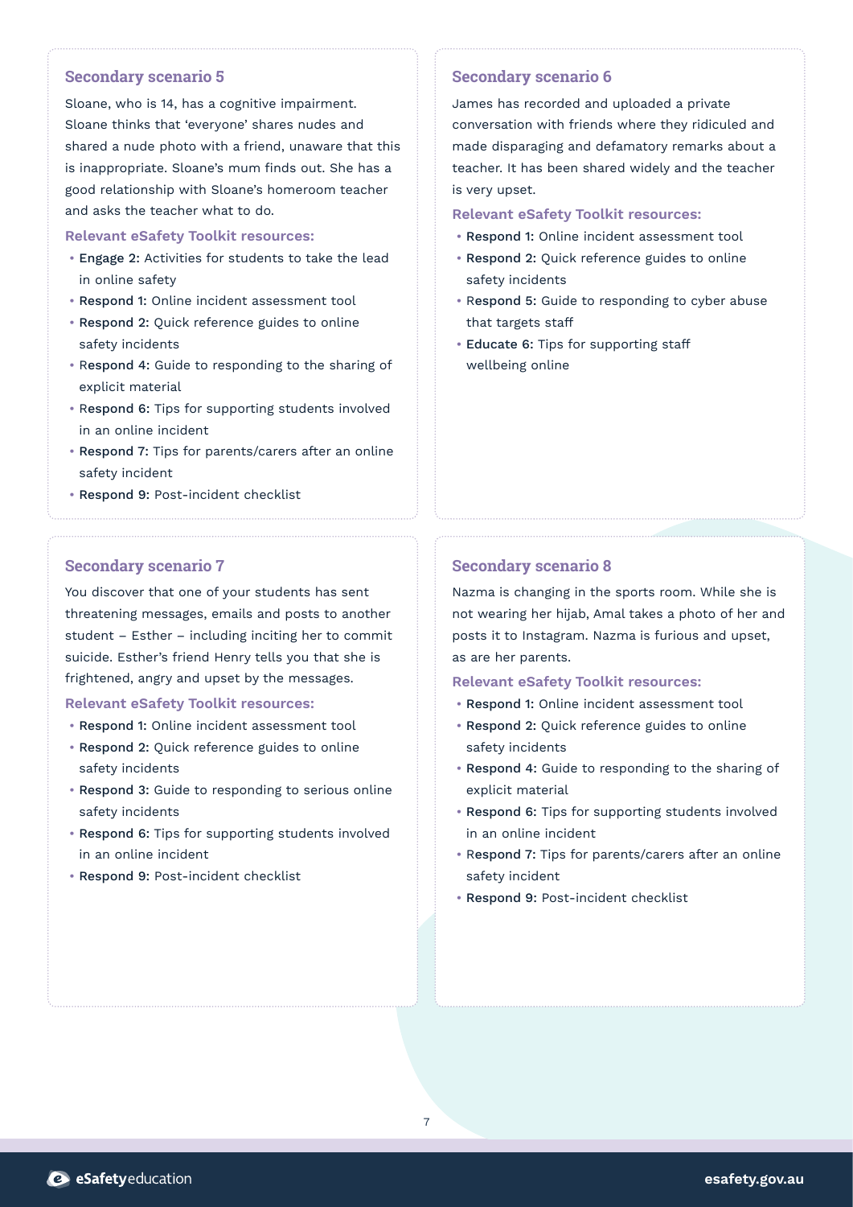## Secondary scenario 5

Sloane, who is 14, has a cognitive impairment. Sloane thinks that 'everyone' shares nudes and shared a nude photo with a friend, unaware that this is inappropriate. Sloane's mum finds out. She has a good relationship with Sloane's homeroom teacher and asks the teacher what to do.

**Relevant eSafety Toolkit resources:**

- **Engage 2:** Activities for students to take the lead in online safety
- **Respond 1:** Online incident assessment tool
- **Respond 2:** Quick reference guides to online safety incidents
- **Respond 4:** Guide to responding to the sharing of explicit material
- **Respond 6:** Tips for supporting students involved in an online incident
- **Respond 7:** Tips for parents/carers after an online safety incident
- **Respond 9:** Post-incident checklist

## Secondary scenario 6

James has recorded and uploaded a private conversation with friends where they ridiculed and made disparaging and defamatory remarks about a teacher. It has been shared widely and the teacher is very upset.

**Relevant eSafety Toolkit resources:**

- **Respond 1:** Online incident assessment tool
- **Respond 2:** Quick reference guides to online safety incidents
- **Respond 5:** Guide to responding to cyber abuse that targets staff
- **Educate 6:** Tips for supporting staff wellbeing online

## Secondary scenario 7

You discover that one of your students has sent threatening messages, emails and posts to another student – Esther – including inciting her to commit suicide. Esther's friend Henry tells you that she is frightened, angry and upset by the messages.

**Relevant eSafety Toolkit resources:**

- **Respond 1:** Online incident assessment tool
- **Respond 2:** Quick reference guides to online safety incidents
- **Respond 3:** Guide to responding to serious online safety incidents
- **Respond 6:** Tips for supporting students involved in an online incident
- **Respond 9:** Post-incident checklist

## Secondary scenario 8

Nazma is changing in the sports room. While she is not wearing her hijab, Amal takes a photo of her and posts it to Instagram. Nazma is furious and upset, as are her parents.

**Relevant eSafety Toolkit resources:**

- **Respond 1:** Online incident assessment tool
- **Respond 2:** Quick reference guides to online safety incidents
- **Respond 4:** Guide to responding to the sharing of explicit material
- **Respond 6:** Tips for supporting students involved in an online incident
- **Respond 7:** Tips for parents/carers after an online safety incident
- **Respond 9:** Post-incident checklist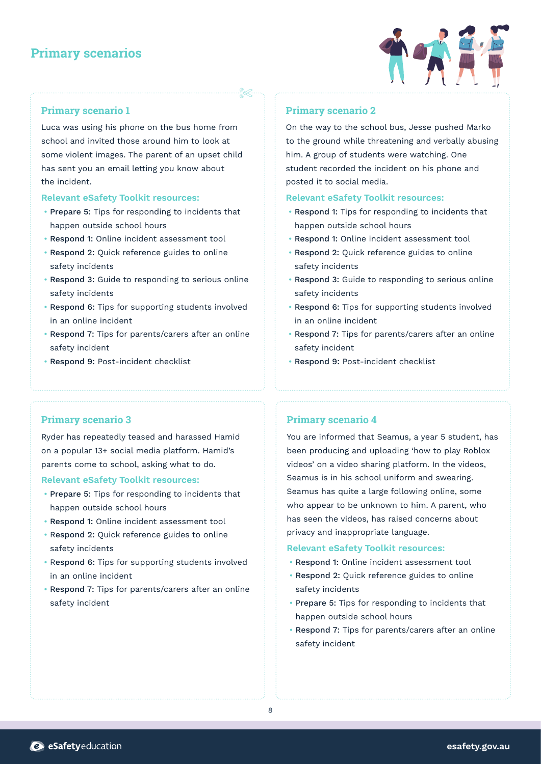# Primary scenarios

## Primary scenario 1

Luca was using his phone on the bus home from school and invited those around him to look at some violent images. The parent of an upset child has sent you an email letting you know about the incident.

**Relevant eSafety Toolkit resources:**

- **Prepare 5:** Tips for responding to incidents that happen outside school hours
- **Respond 1:** Online incident assessment tool
- **Respond 2:** Quick reference guides to online safety incidents
- **Respond 3:** Guide to responding to serious online safety incidents
- **Respond 6:** Tips for supporting students involved in an online incident
- **Respond 7:** Tips for parents/carers after an online safety incident
- **Respond 9:** Post-incident checklist

## Primary scenario 2

On the way to the school bus, Jesse pushed Marko to the ground while threatening and verbally abusing him. A group of students were watching. One student recorded the incident on his phone and posted it to social media.

**Relevant eSafety Toolkit resources:**

- **Respond 1:** Tips for responding to incidents that happen outside school hours
- **Respond 1:** Online incident assessment tool
- **Respond 2:** Quick reference guides to online safety incidents
- **Respond 3:** Guide to responding to serious online safety incidents
- **Respond 6:** Tips for supporting students involved in an online incident
- **Respond 7:** Tips for parents/carers after an online safety incident
- **Respond 9:** Post-incident checklist

## Primary scenario 3

Ryder has repeatedly teased and harassed Hamid on a popular 13+ social media platform. Hamid's parents come to school, asking what to do.

**Relevant eSafety Toolkit resources:**

- **Prepare 5:** Tips for responding to incidents that happen outside school hours
- **Respond 1:** Online incident assessment tool
- **Respond 2:** Quick reference guides to online safety incidents
- **Respond 6:** Tips for supporting students involved in an online incident
- **Respond 7:** Tips for parents/carers after an online safety incident

## Primary scenario 4

You are informed that Seamus, a year 5 student, has been producing and uploading 'how to play Roblox videos' on a video sharing platform. In the videos, Seamus is in his school uniform and swearing. Seamus has quite a large following online, some who appear to be unknown to him. A parent, who has seen the videos, has raised concerns about privacy and inappropriate language.

**Relevant eSafety Toolkit resources:**

- **Respond 1:** Online incident assessment tool
- **Respond 2:** Quick reference guides to online safety incidents
- **Prepare 5:** Tips for responding to incidents that happen outside school hours
- **Respond 7:** Tips for parents/carers after an online safety incident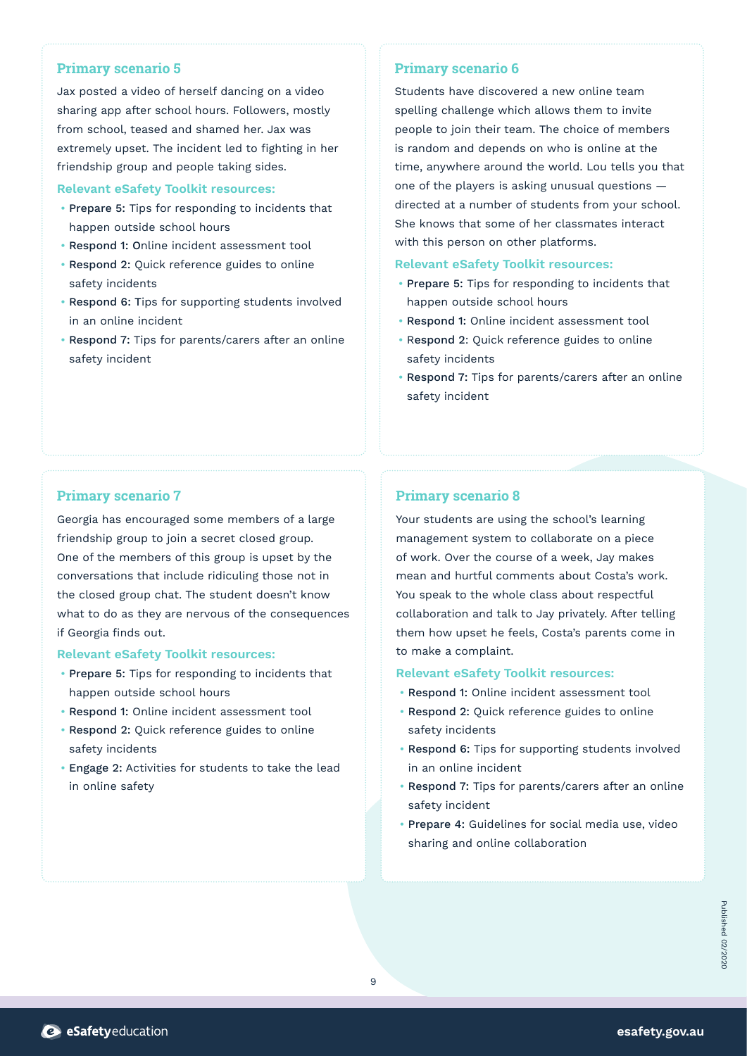## Primary scenario 5

Jax posted a video of herself dancing on a video sharing app after school hours. Followers, mostly from school, teased and shamed her. Jax was extremely upset. The incident led to fighting in her friendship group and people taking sides.

### Relevant eSafety Toolkit resources:

- **Prepare 5:** Tips for responding to incidents that happen outside school hours
- **Respond 1:** Online incident assessment tool
- **Respond 2:** Quick reference guides to online safety incidents
- **Respond 6:** Tips for supporting students involved in an online incident
- **Respond 7:** Tips for parents/carers after an online safety incident

## Primary scenario 6

Students have discovered a new online team spelling challenge which allows them to invite people to join their team. The choice of members is random and depends on who is online at the time, anywhere around the world. Lou tells you that one of the players is asking unusual questions — directed at a number of students from your school. She knows that some of her classmates interact with this person on other platforms.

### Relevant eSafety Toolkit resources:

- **Prepare 5:** Tips for responding to incidents that happen outside school hours
- **Respond 1:** Online incident assessment tool
- **Respond 2:** Quick reference guides to online safety incidents
- **Respond 7:** Tips for parents/carers after an online safety incident

## Primary scenario 7

Georgia has encouraged some members of a large friendship group to join a secret closed group. One of the members of this group is upset by the conversations that include ridiculing those not in the closed group chat. The student doesn't know what to do as they are nervous of the consequences if Georgia finds out.

### Relevant eSafety Toolkit resources:

- **Prepare 5:** Tips for responding to incidents that happen outside school hours
- **Respond 1:** Online incident assessment tool
- **Respond 2:** Quick reference guides to online safety incidents
- **Engage 2:** Activities for students to take the lead in online safety

## Primary scenario 8

Your students are using the school's learning management system to collaborate on a piece of work. Over the course of a week, Jay makes mean and hurtful comments about Costa's work. You speak to the whole class about respectful collaboration and talk to Jay privately. After telling them how upset he feels, Costa's parents come in to make a complaint.

### Relevant eSafety Toolkit resources:

- **Respond 1:** Online incident assessment tool
- **Respond 2:** Quick reference guides to online safety incidents
- **Respond 6:** Tips for supporting students involved in an online incident
- **Respond 7:** Tips for parents/carers after an online safety incident
- **Prepare 4:** Guidelines for social media use, video sharing and online collaboration

Published 02/2020